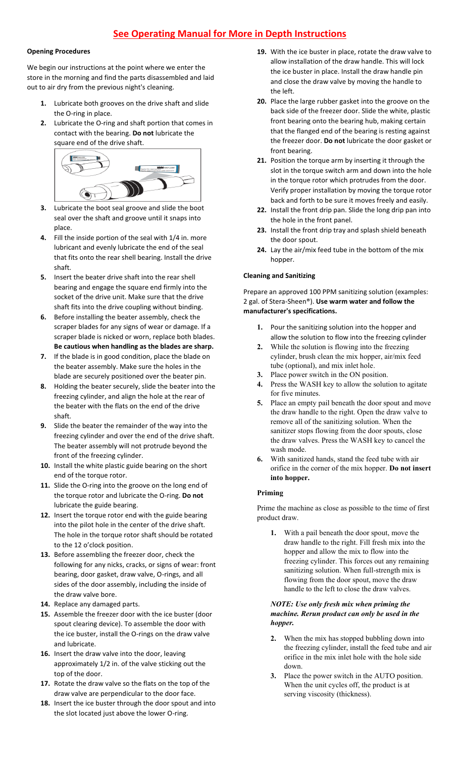# See Operating Manual for More in Depth Instructions

**Opening Procedures**

We begin our instructions at the point where we enter the store in the morning and find the parts disassembled and laid out to air dry from the previous night's cleaning.

1. Lubricate both grooves on the drive shaft and slide the O-ring in place.
2. Lubricate the O-ring and shaft portion that comes in contact with the bearing. **Do not** lubricate the square end of the drive shaft.
3. Lubricate the boot seal groove and slide the boot seal over the shaft and groove until it snaps into place.
4. Fill the inside portion of the seal with 1/4 in. more lubricant and evenly lubricate the end of the seal that fits onto the rear shell bearing. Install the drive shaft.
5. Insert the beater drive shaft into the rear shell bearing and engage the square end firmly into the socket of the drive unit. Make sure that the drive shaft fits into the drive coupling without binding.
6. Before installing the beater assembly, check the scraper blades for any signs of wear or damage. If a scraper blade is nicked or worn, replace both blades. **Be cautious when handling as the blades are sharp.**
7. If the blade is in good condition, place the blade on the beater assembly. Make sure the holes in the blade are securely positioned over the beater pin.
8. Holding the beater securely, slide the beater into the freezing cylinder, and align the hole at the rear of the beater with the flats on the end of the drive shaft.
9. Slide the beater the remainder of the way into the freezing cylinder and over the end of the drive shaft. The beater assembly will not protrude beyond the front of the freezing cylinder.
10. Install the white plastic guide bearing on the short end of the torque rotor.
11. Slide the O-ring into the groove on the long end of the torque rotor and lubricate the O-ring. **Do not** lubricate the guide bearing.
12. Insert the torque rotor end with the guide bearing into the pilot hole in the center of the drive shaft. The hole in the torque rotor shaft should be rotated to the 12 o'clock position.
13. Before assembling the freezer door, check the following for any nicks, cracks, or signs of wear: front bearing, door gasket, draw valve, O-rings, and all sides of the door assembly, including the inside of the draw valve bore.
14. Replace any damaged parts.
15. Assemble the freezer door with the ice buster (door spout clearing device). To assemble the door with the ice buster, install the O-rings on the draw valve and lubricate.
16. Insert the draw valve into the door, leaving approximately 1/2 in. of the valve sticking out the top of the door.
17. Rotate the draw valve so the flats on the top of the draw valve are perpendicular to the door face.
18. Insert the ice buster through the door spout and into the slot located just above the lower O-ring.
19. With the ice buster in place, rotate the draw valve to allow installation of the draw handle. This will lock the ice buster in place. Install the draw handle pin and close the draw valve by moving the handle to the left.
20. Place the large rubber gasket into the groove on the back side of the freezer door. Slide the white, plastic front bearing onto the bearing hub, making certain that the flanged end of the bearing is resting against the freezer door. **Do not** lubricate the door gasket or front bearing.
21. Position the torque arm by inserting it through the slot in the torque switch arm and down into the hole in the torque rotor which protrudes from the door. Verify proper installation by moving the torque rotor back and forth to be sure it moves freely and easily.
22. Install the front drip pan. Slide the long drip pan into the hole in the front panel.
23. Install the front drip tray and splash shield beneath the door spout.
24. Lay the air/mix feed tube in the bottom of the mix hopper.

**Cleaning and Sanitizing**

Prepare an approved 100 PPM sanitizing solution (examples: 2 gal. of Stera-Sheen®). **Use warm water and follow the manufacturer's specifications.**

1. Pour the sanitizing solution into the hopper and allow the solution to flow into the freezing cylinder
2. While the solution is flowing into the freezing cylinder, brush clean the mix hopper, air/mix feed tube (optional), and mix inlet hole.
3. Place power switch in the ON position.
4. Press the WASH key to allow the solution to agitate for five minutes.
5. Place an empty pail beneath the door spout and move the draw handle to the right. Open the draw valve to remove all of the sanitizing solution. When the sanitizer stops flowing from the door spouts, close the draw valves. Press the WASH key to cancel the wash mode.
6. With sanitized hands, stand the feed tube with air orifice in the corner of the mix hopper. **Do not insert into hopper.**

**Priming**

Prime the machine as close as possible to the time of first product draw.

1. With a pail beneath the door spout, move the draw handle to the right. Fill fresh mix into the hopper and allow the mix to flow into the freezing cylinder. This forces out any remaining sanitizing solution. When full-strength mix is flowing from the door spout, move the draw handle to the left to close the draw valves.

***NOTE: Use only fresh mix when priming the machine. Rerun product can only be used in the hopper.***

2. When the mix has stopped bubbling down into the freezing cylinder, install the feed tube and air orifice in the mix inlet hole with the hole side down.
3. Place the power switch in the AUTO position. When the unit cycles off, the product is at serving viscosity (thickness).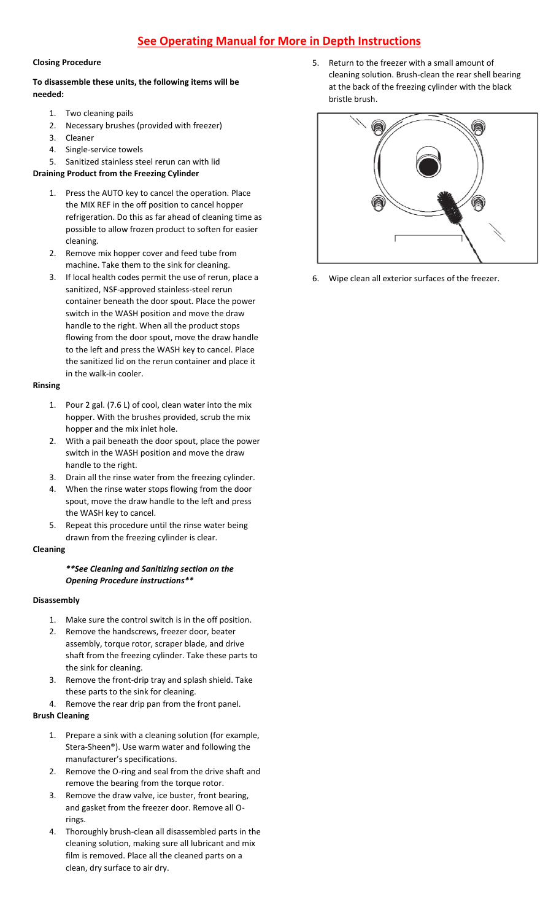# See Operating Manual for More in Depth Instructions

**Closing Procedure**

**To disassemble these units, the following items will be needed:**

1. Two cleaning pails
2. Necessary brushes (provided with freezer)
3. Cleaner
4. Single-service towels
5. Sanitized stainless steel rerun can with lid

**Draining Product from the Freezing Cylinder**

1. Press the AUTO key to cancel the operation. Place the MIX REF in the off position to cancel hopper refrigeration. Do this as far ahead of cleaning time as possible to allow frozen product to soften for easier cleaning.
2. Remove mix hopper cover and feed tube from machine. Take them to the sink for cleaning.
3. If local health codes permit the use of rerun, place a sanitized, NSF-approved stainless-steel rerun container beneath the door spout. Place the power switch in the WASH position and move the draw handle to the right. When all the product stops flowing from the door spout, move the draw handle to the left and press the WASH key to cancel. Place the sanitized lid on the rerun container and place it in the walk-in cooler.

**Rinsing**

1. Pour 2 gal. (7.6 L) of cool, clean water into the mix hopper. With the brushes provided, scrub the mix hopper and the mix inlet hole.
2. With a pail beneath the door spout, place the power switch in the WASH position and move the draw handle to the right.
3. Drain all the rinse water from the freezing cylinder.
4. When the rinse water stops flowing from the door spout, move the draw handle to the left and press the WASH key to cancel.
5. Repeat this procedure until the rinse water being drawn from the freezing cylinder is clear.

**Cleaning**

***\*\*See Cleaning and Sanitizing section on the Opening Procedure instructions\*\****

**Disassembly**

1. Make sure the control switch is in the off position.
2. Remove the handscrews, freezer door, beater assembly, torque rotor, scraper blade, and drive shaft from the freezing cylinder. Take these parts to the sink for cleaning.
3. Remove the front-drip tray and splash shield. Take these parts to the sink for cleaning.
4. Remove the rear drip pan from the front panel.

**Brush Cleaning**

1. Prepare a sink with a cleaning solution (for example, Stera-Sheen®). Use warm water and following the manufacturer's specifications.
2. Remove the O-ring and seal from the drive shaft and remove the bearing from the torque rotor.
3. Remove the draw valve, ice buster, front bearing, and gasket from the freezer door. Remove all O-rings.
4. Thoroughly brush-clean all disassembled parts in the cleaning solution, making sure all lubricant and mix film is removed. Place all the cleaned parts on a clean, dry surface to air dry.
5. Return to the freezer with a small amount of cleaning solution. Brush-clean the rear shell bearing at the back of the freezing cylinder with the black bristle brush.
6. Wipe clean all exterior surfaces of the freezer.